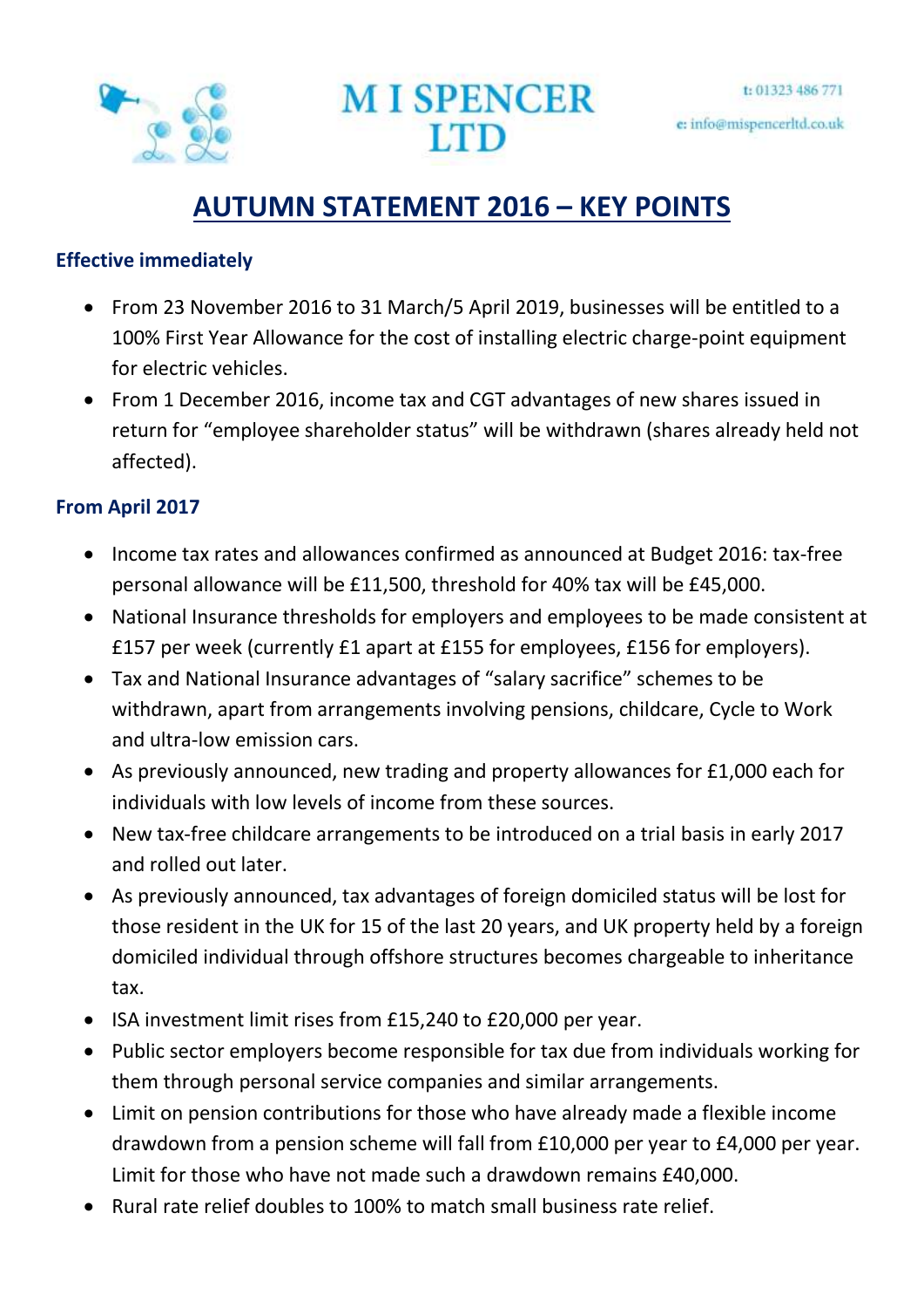M I SPENCER LTD

t: 01323 486 771

e: info@mispencerltd.co.uk

# AUTUMN STATEMENT 2016 – KEY POINTS

### Effective immediately

- From 23 November 2016 to 31 March/5 April 2019, businesses will be entitled to a 100% First Year Allowance for the cost of installing electric charge-point equipment for electric vehicles.
- From 1 December 2016, income tax and CGT advantages of new shares issued in return for "employee shareholder status" will be withdrawn (shares already held not affected).

### From April 2017

- Income tax rates and allowances confirmed as announced at Budget 2016: tax-free personal allowance will be £11,500, threshold for 40% tax will be £45,000.
- National Insurance thresholds for employers and employees to be made consistent at £157 per week (currently £1 apart at £155 for employees, £156 for employers).
- Tax and National Insurance advantages of "salary sacrifice" schemes to be withdrawn, apart from arrangements involving pensions, childcare, Cycle to Work and ultra-low emission cars.
- As previously announced, new trading and property allowances for £1,000 each for individuals with low levels of income from these sources.
- New tax-free childcare arrangements to be introduced on a trial basis in early 2017 and rolled out later.
- As previously announced, tax advantages of foreign domiciled status will be lost for those resident in the UK for 15 of the last 20 years, and UK property held by a foreign domiciled individual through offshore structures becomes chargeable to inheritance tax.
- ISA investment limit rises from £15,240 to £20,000 per year.
- Public sector employers become responsible for tax due from individuals working for them through personal service companies and similar arrangements.
- Limit on pension contributions for those who have already made a flexible income drawdown from a pension scheme will fall from £10,000 per year to £4,000 per year. Limit for those who have not made such a drawdown remains £40,000.
- Rural rate relief doubles to 100% to match small business rate relief.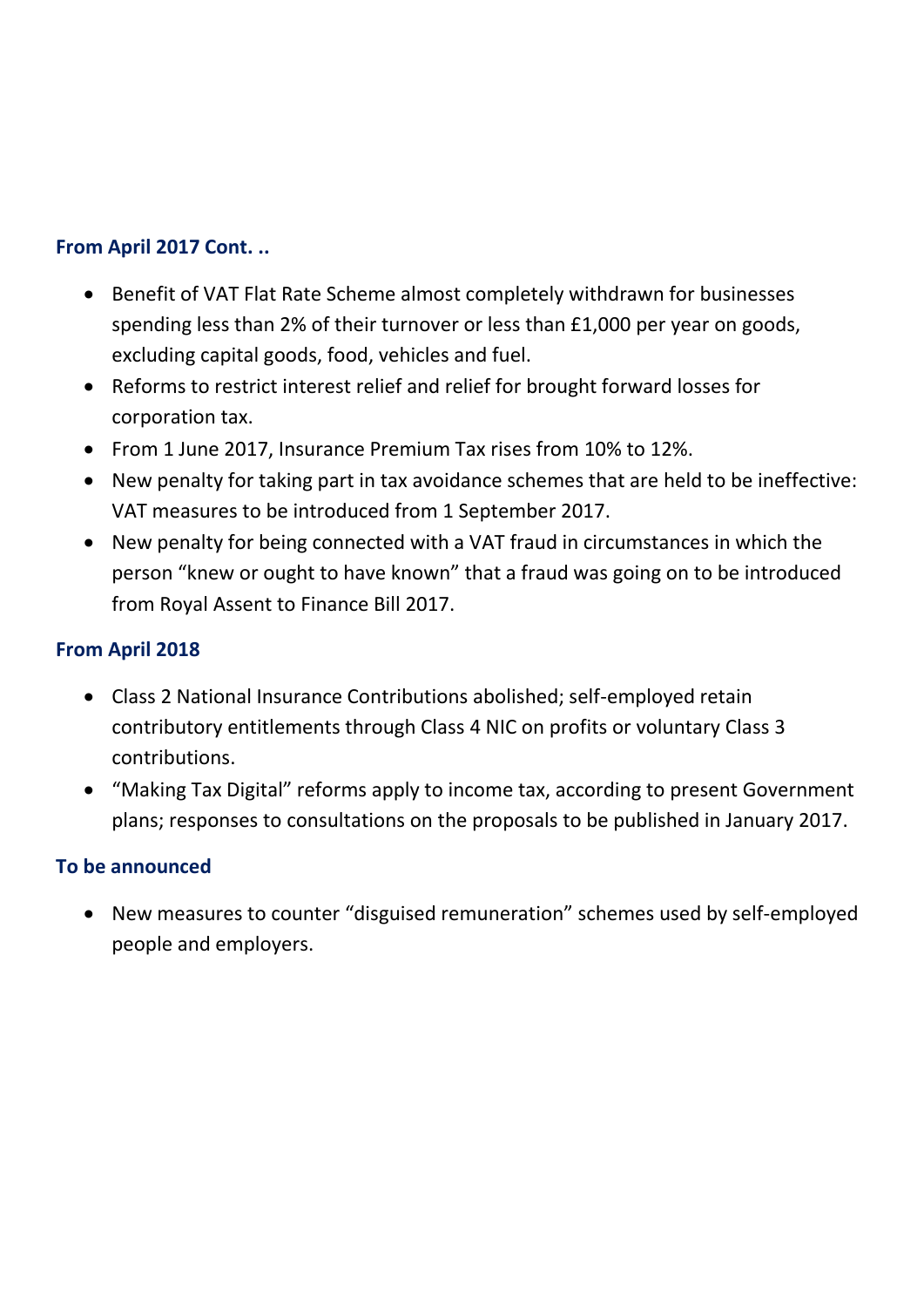### From April 2017 Cont. ..

- Benefit of VAT Flat Rate Scheme almost completely withdrawn for businesses spending less than 2% of their turnover or less than £1,000 per year on goods, excluding capital goods, food, vehicles and fuel.
- Reforms to restrict interest relief and relief for brought forward losses for corporation tax.
- From 1 June 2017, Insurance Premium Tax rises from 10% to 12%.
- New penalty for taking part in tax avoidance schemes that are held to be ineffective: VAT measures to be introduced from 1 September 2017.
- New penalty for being connected with a VAT fraud in circumstances in which the person "knew or ought to have known" that a fraud was going on to be introduced from Royal Assent to Finance Bill 2017.

### From April 2018

- Class 2 National Insurance Contributions abolished; self-employed retain contributory entitlements through Class 4 NIC on profits or voluntary Class 3 contributions.
- "Making Tax Digital" reforms apply to income tax, according to present Government plans; responses to consultations on the proposals to be published in January 2017.

### To be announced

- New measures to counter "disguised remuneration" schemes used by self-employed people and employers.